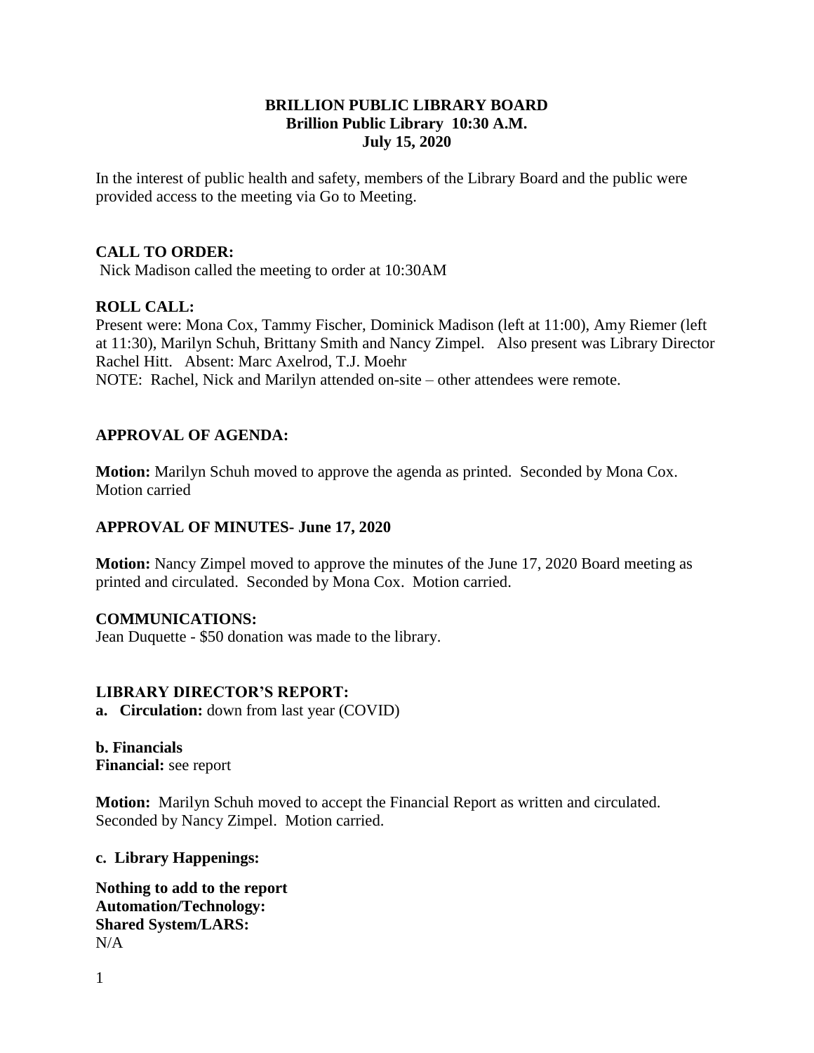**BRILLION PUBLIC LIBRARY BOARD**
**Brillion Public Library 10:30 A.M.**
**July 15, 2020**

In the interest of public health and safety, members of the Library Board and the public were provided access to the meeting via Go to Meeting.

**CALL TO ORDER:**
Nick Madison called the meeting to order at 10:30AM

**ROLL CALL:**
Present were: Mona Cox, Tammy Fischer, Dominick Madison (left at 11:00), Amy Riemer (left at 11:30), Marilyn Schuh, Brittany Smith and Nancy Zimpel. Also present was Library Director Rachel Hitt. Absent: Marc Axelrod, T.J. Moehr
NOTE: Rachel, Nick and Marilyn attended on-site – other attendees were remote.

**APPROVAL OF AGENDA:**

**Motion:** Marilyn Schuh moved to approve the agenda as printed. Seconded by Mona Cox. Motion carried

**APPROVAL OF MINUTES- June 17, 2020**

**Motion:** Nancy Zimpel moved to approve the minutes of the June 17, 2020 Board meeting as printed and circulated. Seconded by Mona Cox. Motion carried.

**COMMUNICATIONS:**
Jean Duquette - $50 donation was made to the library.

**LIBRARY DIRECTOR'S REPORT:**
**a. Circulation:** down from last year (COVID)

**b. Financials**
**Financial:** see report

**Motion:** Marilyn Schuh moved to accept the Financial Report as written and circulated. Seconded by Nancy Zimpel. Motion carried.

**c. Library Happenings:**

**Nothing to add to the report**
**Automation/Technology:**
**Shared System/LARS:**
N/A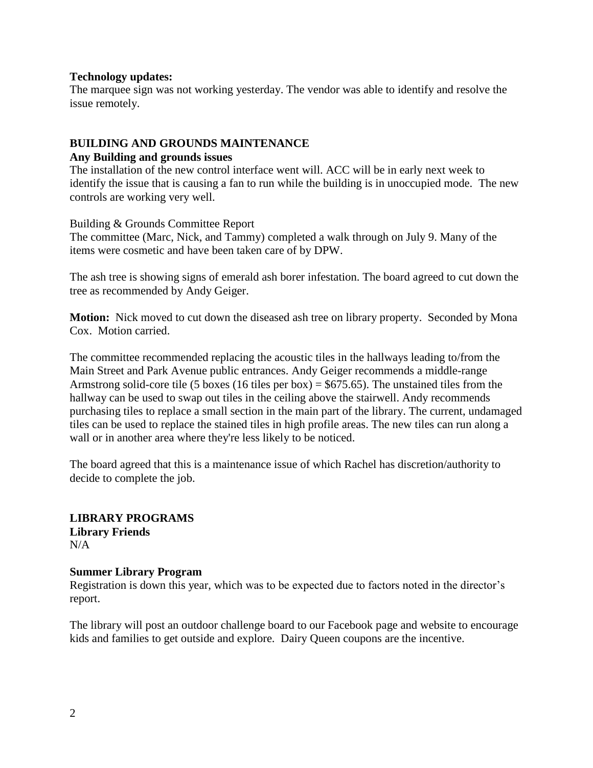**Technology updates:**
The marquee sign was not working yesterday. The vendor was able to identify and resolve the issue remotely.

## BUILDING AND GROUNDS MAINTENANCE

**Any Building and grounds issues**
The installation of the new control interface went will. ACC will be in early next week to identify the issue that is causing a fan to run while the building is in unoccupied mode. The new controls are working very well.

Building & Grounds Committee Report
The committee (Marc, Nick, and Tammy) completed a walk through on July 9. Many of the items were cosmetic and have been taken care of by DPW.

The ash tree is showing signs of emerald ash borer infestation. The board agreed to cut down the tree as recommended by Andy Geiger.

**Motion:** Nick moved to cut down the diseased ash tree on library property. Seconded by Mona Cox. Motion carried.

The committee recommended replacing the acoustic tiles in the hallways leading to/from the Main Street and Park Avenue public entrances. Andy Geiger recommends a middle-range Armstrong solid-core tile (5 boxes (16 tiles per box) = $675.65). The unstained tiles from the hallway can be used to swap out tiles in the ceiling above the stairwell. Andy recommends purchasing tiles to replace a small section in the main part of the library. The current, undamaged tiles can be used to replace the stained tiles in high profile areas. The new tiles can run along a wall or in another area where they're less likely to be noticed.

The board agreed that this is a maintenance issue of which Rachel has discretion/authority to decide to complete the job.

## LIBRARY PROGRAMS

**Library Friends**
N/A

**Summer Library Program**
Registration is down this year, which was to be expected due to factors noted in the director's report.

The library will post an outdoor challenge board to our Facebook page and website to encourage kids and families to get outside and explore. Dairy Queen coupons are the incentive.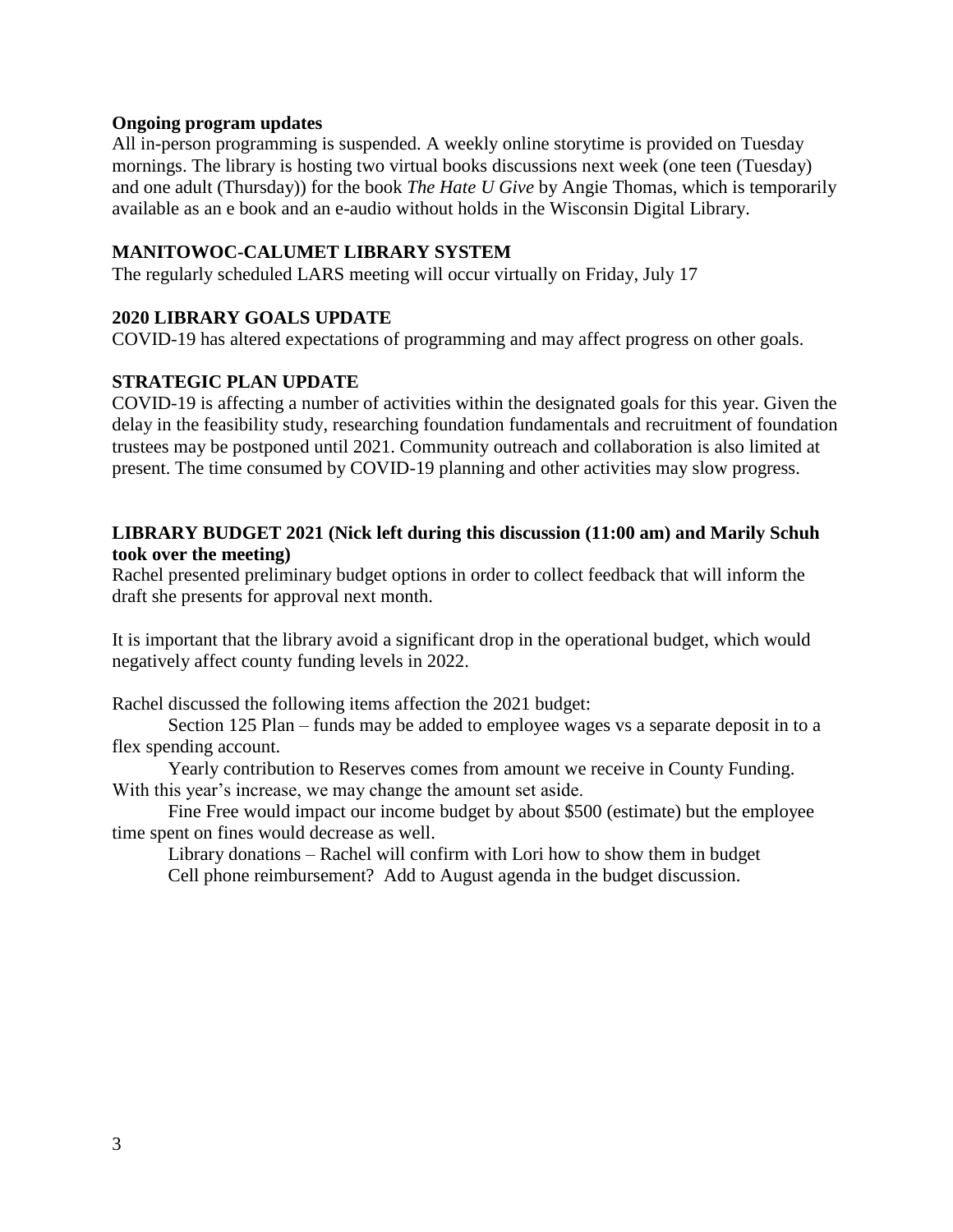**Ongoing program updates**

All in-person programming is suspended. A weekly online storytime is provided on Tuesday mornings. The library is hosting two virtual books discussions next week (one teen (Tuesday) and one adult (Thursday)) for the book *The Hate U Give* by Angie Thomas, which is temporarily available as an e book and an e-audio without holds in the Wisconsin Digital Library.

**MANITOWOC-CALUMET LIBRARY SYSTEM**

The regularly scheduled LARS meeting will occur virtually on Friday, July 17

**2020 LIBRARY GOALS UPDATE**

COVID-19 has altered expectations of programming and may affect progress on other goals.

**STRATEGIC PLAN UPDATE**

COVID-19 is affecting a number of activities within the designated goals for this year. Given the delay in the feasibility study, researching foundation fundamentals and recruitment of foundation trustees may be postponed until 2021. Community outreach and collaboration is also limited at present. The time consumed by COVID-19 planning and other activities may slow progress.

**LIBRARY BUDGET 2021 (Nick left during this discussion (11:00 am) and Marily Schuh took over the meeting)**

Rachel presented preliminary budget options in order to collect feedback that will inform the draft she presents for approval next month.

It is important that the library avoid a significant drop in the operational budget, which would negatively affect county funding levels in 2022.

Rachel discussed the following items affection the 2021 budget:

Section 125 Plan – funds may be added to employee wages vs a separate deposit in to a flex spending account.

Yearly contribution to Reserves comes from amount we receive in County Funding. With this year's increase, we may change the amount set aside.

Fine Free would impact our income budget by about $500 (estimate) but the employee time spent on fines would decrease as well.

Library donations – Rachel will confirm with Lori how to show them in budget

Cell phone reimbursement? Add to August agenda in the budget discussion.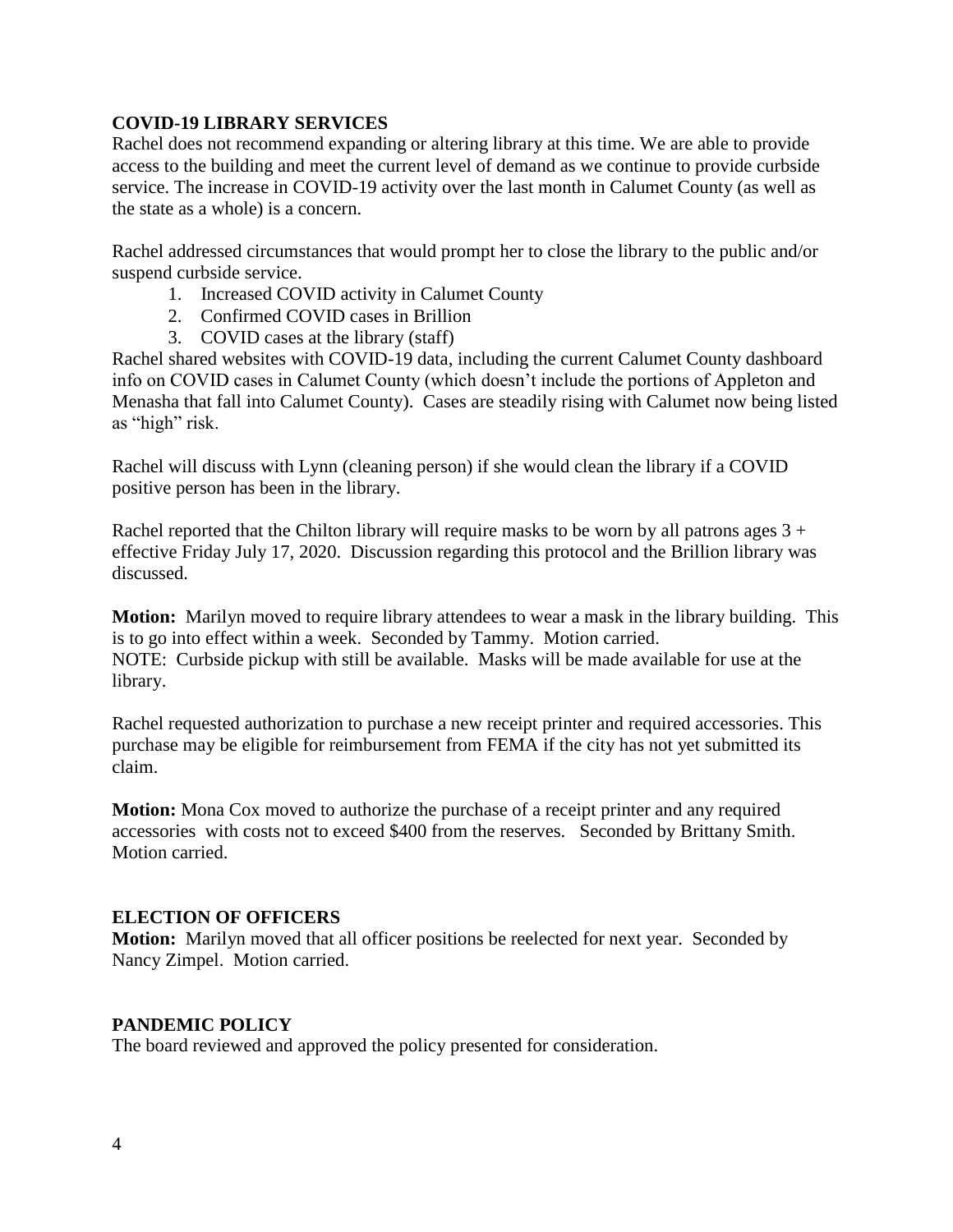## COVID-19 LIBRARY SERVICES

Rachel does not recommend expanding or altering library at this time. We are able to provide access to the building and meet the current level of demand as we continue to provide curbside service. The increase in COVID-19 activity over the last month in Calumet County (as well as the state as a whole) is a concern.

Rachel addressed circumstances that would prompt her to close the library to the public and/or suspend curbside service.

1. Increased COVID activity in Calumet County
2. Confirmed COVID cases in Brillion
3. COVID cases at the library (staff)

Rachel shared websites with COVID-19 data, including the current Calumet County dashboard info on COVID cases in Calumet County (which doesn't include the portions of Appleton and Menasha that fall into Calumet County). Cases are steadily rising with Calumet now being listed as "high" risk.

Rachel will discuss with Lynn (cleaning person) if she would clean the library if a COVID positive person has been in the library.

Rachel reported that the Chilton library will require masks to be worn by all patrons ages 3 + effective Friday July 17, 2020. Discussion regarding this protocol and the Brillion library was discussed.

**Motion:** Marilyn moved to require library attendees to wear a mask in the library building. This is to go into effect within a week. Seconded by Tammy. Motion carried.
NOTE: Curbside pickup with still be available. Masks will be made available for use at the library.

Rachel requested authorization to purchase a new receipt printer and required accessories. This purchase may be eligible for reimbursement from FEMA if the city has not yet submitted its claim.

**Motion:** Mona Cox moved to authorize the purchase of a receipt printer and any required accessories with costs not to exceed $400 from the reserves. Seconded by Brittany Smith. Motion carried.

## ELECTION OF OFFICERS

**Motion:** Marilyn moved that all officer positions be reelected for next year. Seconded by Nancy Zimpel. Motion carried.

## PANDEMIC POLICY

The board reviewed and approved the policy presented for consideration.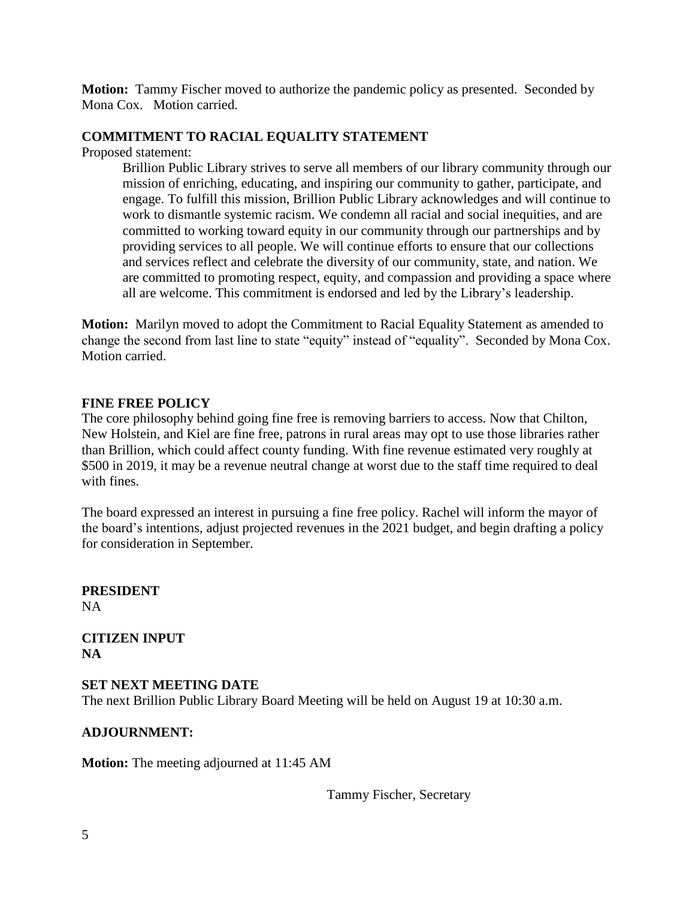**Motion:** Tammy Fischer moved to authorize the pandemic policy as presented. Seconded by Mona Cox. Motion carried.

### COMMITMENT TO RACIAL EQUALITY STATEMENT

Proposed statement:

> Brillion Public Library strives to serve all members of our library community through our mission of enriching, educating, and inspiring our community to gather, participate, and engage. To fulfill this mission, Brillion Public Library acknowledges and will continue to work to dismantle systemic racism. We condemn all racial and social inequities, and are committed to working toward equity in our community through our partnerships and by providing services to all people. We will continue efforts to ensure that our collections and services reflect and celebrate the diversity of our community, state, and nation. We are committed to promoting respect, equity, and compassion and providing a space where all are welcome. This commitment is endorsed and led by the Library's leadership.

**Motion:** Marilyn moved to adopt the Commitment to Racial Equality Statement as amended to change the second from last line to state "equity" instead of "equality". Seconded by Mona Cox. Motion carried.

### FINE FREE POLICY

The core philosophy behind going fine free is removing barriers to access. Now that Chilton, New Holstein, and Kiel are fine free, patrons in rural areas may opt to use those libraries rather than Brillion, which could affect county funding. With fine revenue estimated very roughly at $500 in 2019, it may be a revenue neutral change at worst due to the staff time required to deal with fines.

The board expressed an interest in pursuing a fine free policy. Rachel will inform the mayor of the board's intentions, adjust projected revenues in the 2021 budget, and begin drafting a policy for consideration in September.

### PRESIDENT

NA

### CITIZEN INPUT

**NA**

### SET NEXT MEETING DATE

The next Brillion Public Library Board Meeting will be held on August 19 at 10:30 a.m.

### ADJOURNMENT:

**Motion:** The meeting adjourned at 11:45 AM

Tammy Fischer, Secretary